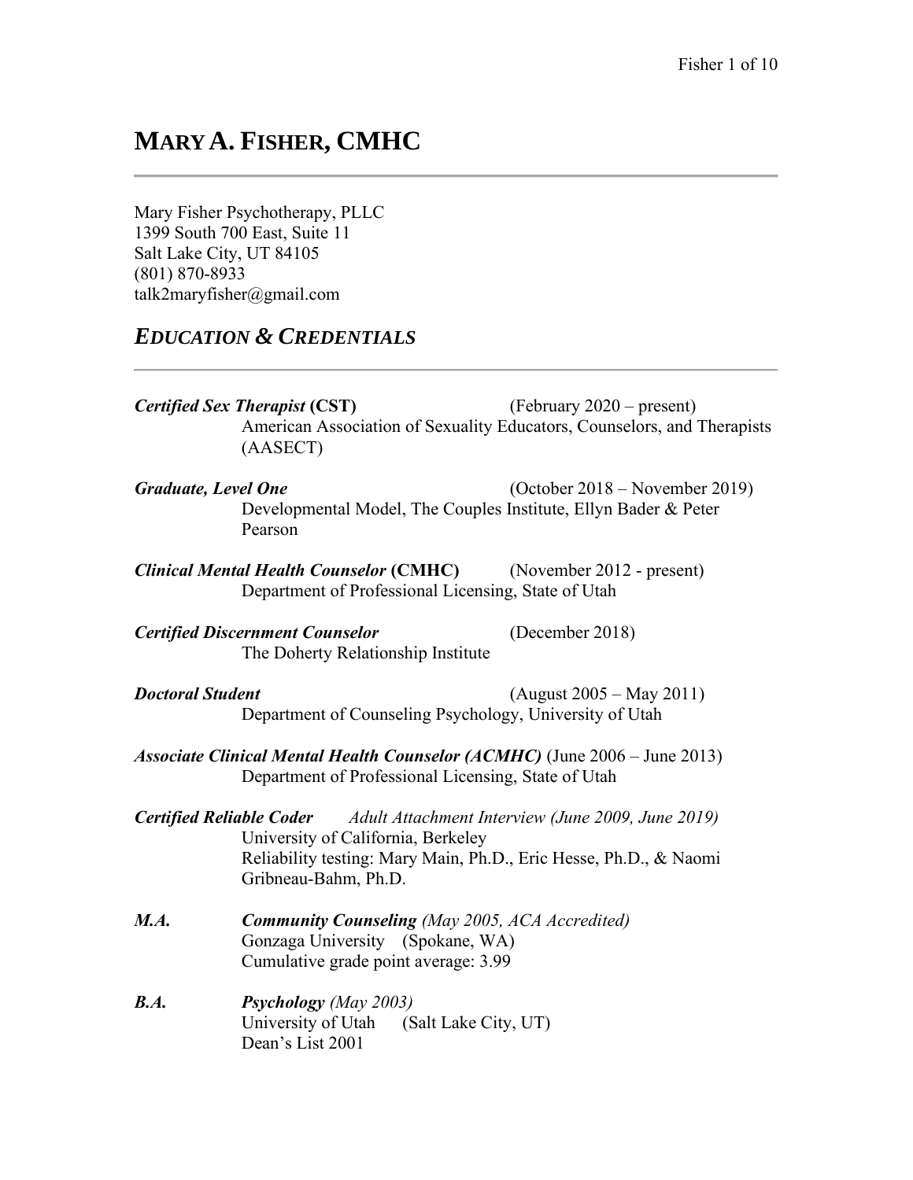# MARY A. FISHER, CMHC

Mary Fisher Psychotherapy, PLLC
1399 South 700 East, Suite 11
Salt Lake City, UT 84105
(801) 870-8933
talk2maryfisher@gmail.com

## *EDUCATION & CREDENTIALS*

***Certified Sex Therapist* (CST)** (February 2020 – present)
American Association of Sexuality Educators, Counselors, and Therapists (AASECT)

***Graduate, Level One*** (October 2018 – November 2019)
Developmental Model, The Couples Institute, Ellyn Bader & Peter Pearson

***Clinical Mental Health Counselor* (CMHC)** (November 2012 - present)
Department of Professional Licensing, State of Utah

***Certified Discernment Counselor*** (December 2018)
The Doherty Relationship Institute

***Doctoral Student*** (August 2005 – May 2011)
Department of Counseling Psychology, University of Utah

***Associate Clinical Mental Health Counselor (ACMHC)*** (June 2006 – June 2013)
Department of Professional Licensing, State of Utah

***Certified Reliable Coder*** *Adult Attachment Interview (June 2009, June 2019)*
University of California, Berkeley
Reliability testing: Mary Main, Ph.D., Eric Hesse, Ph.D., & Naomi Gribneau-Bahm, Ph.D.

***M.A.*** ***Community Counseling*** *(May 2005, ACA Accredited)*
Gonzaga University (Spokane, WA)
Cumulative grade point average: 3.99

***B.A.*** ***Psychology*** *(May 2003)*
University of Utah (Salt Lake City, UT)
Dean's List 2001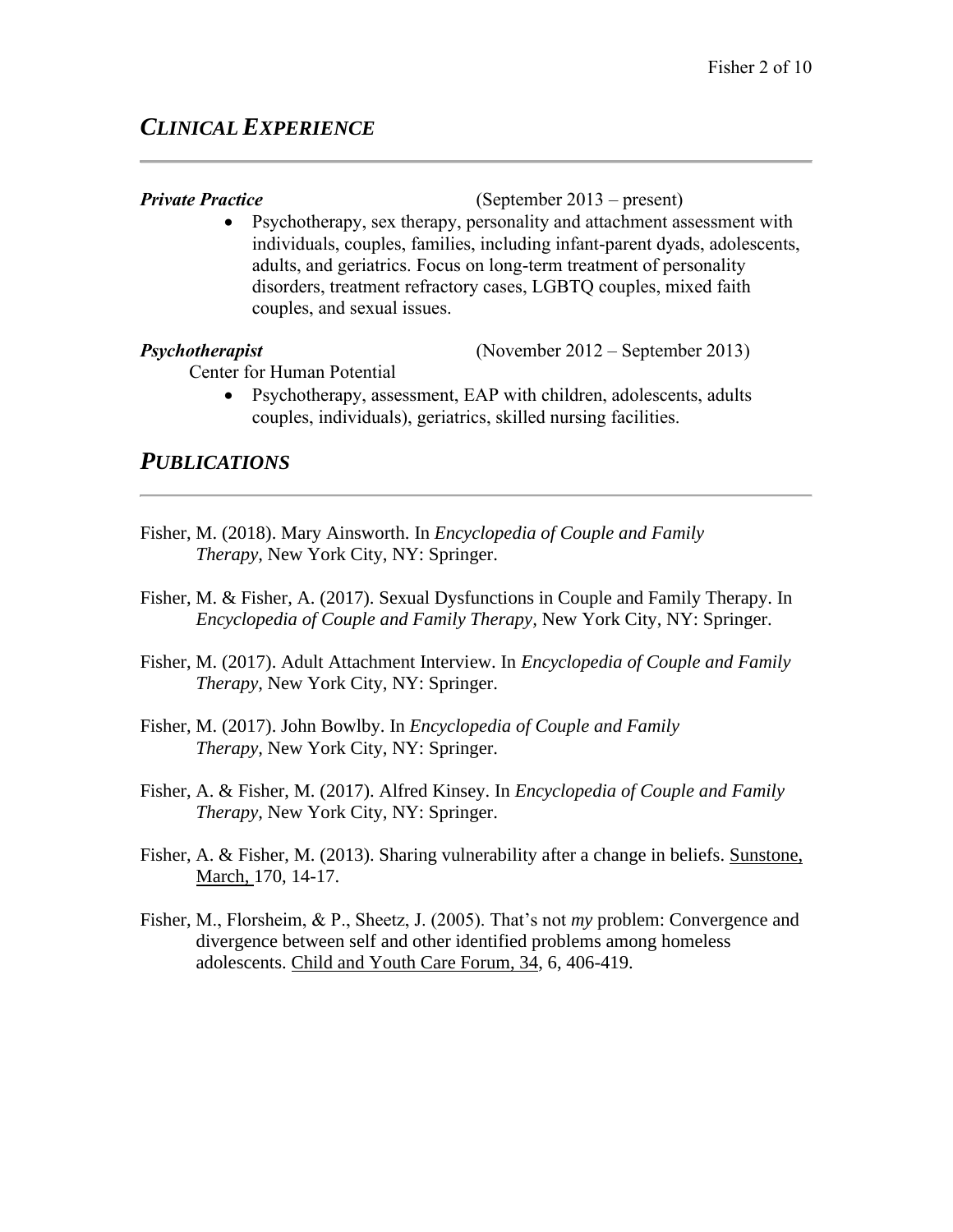## ***CLINICAL EXPERIENCE***

***Private Practice*** (September 2013 – present)

- Psychotherapy, sex therapy, personality and attachment assessment with individuals, couples, families, including infant-parent dyads, adolescents, adults, and geriatrics. Focus on long-term treatment of personality disorders, treatment refractory cases, LGBTQ couples, mixed faith couples, and sexual issues.

***Psychotherapist*** (November 2012 – September 2013)

Center for Human Potential

- Psychotherapy, assessment, EAP with children, adolescents, adults couples, individuals), geriatrics, skilled nursing facilities.

## ***PUBLICATIONS***

Fisher, M. (2018). Mary Ainsworth. In *Encyclopedia of Couple and Family Therapy,* New York City, NY: Springer.

Fisher, M. & Fisher, A. (2017). Sexual Dysfunctions in Couple and Family Therapy. In *Encyclopedia of Couple and Family Therapy,* New York City, NY: Springer.

Fisher, M. (2017). Adult Attachment Interview. In *Encyclopedia of Couple and Family Therapy,* New York City, NY: Springer.

Fisher, M. (2017). John Bowlby. In *Encyclopedia of Couple and Family Therapy,* New York City, NY: Springer.

Fisher, A. & Fisher, M. (2017). Alfred Kinsey. In *Encyclopedia of Couple and Family Therapy,* New York City, NY: Springer.

Fisher, A. & Fisher, M. (2013). Sharing vulnerability after a change in beliefs. Sunstone, March, 170, 14-17.

Fisher, M., Florsheim, & P., Sheetz, J. (2005). That's not *my* problem: Convergence and divergence between self and other identified problems among homeless adolescents. Child and Youth Care Forum, 34, 6, 406-419.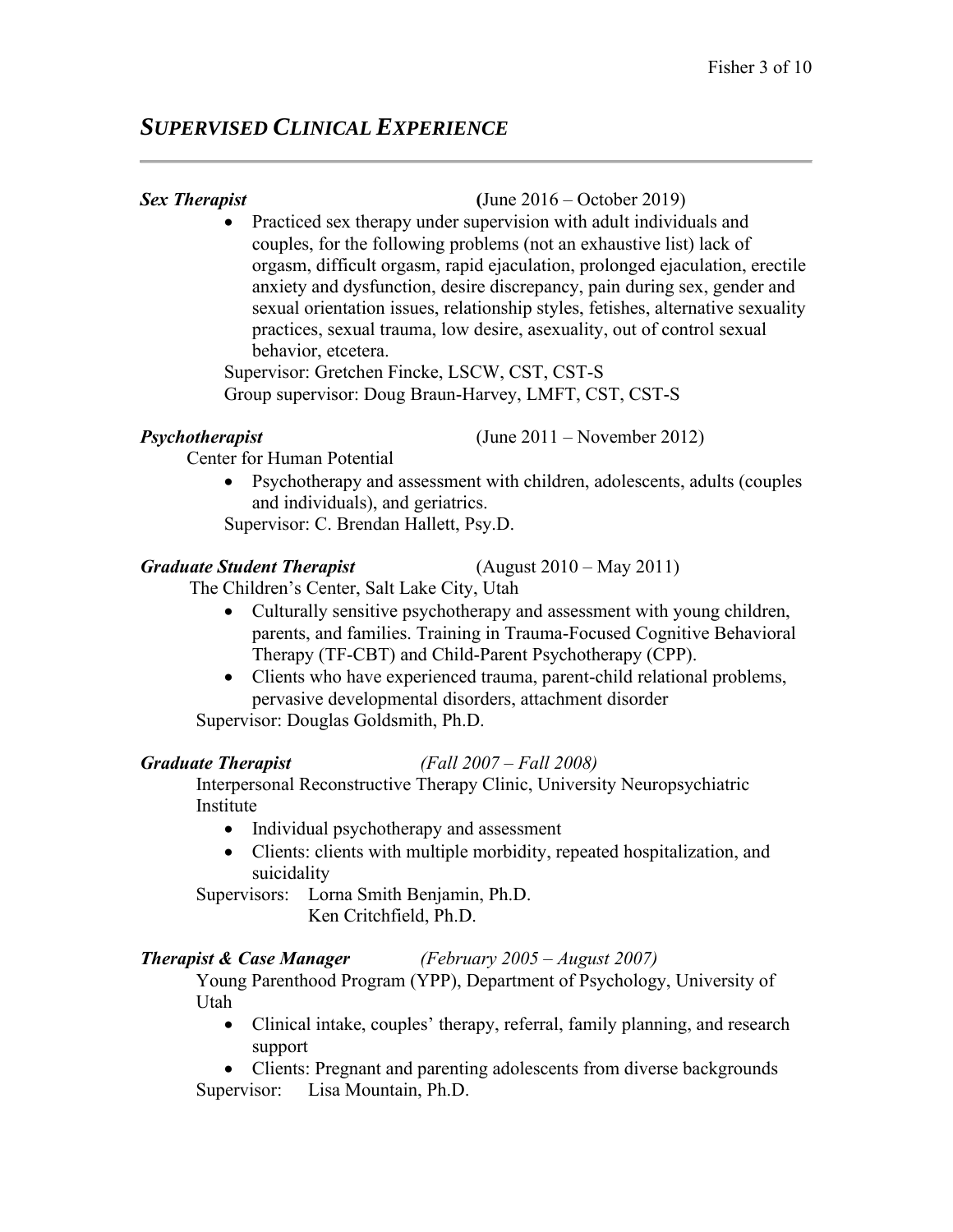## *SUPERVISED CLINICAL EXPERIENCE*

***Sex Therapist*** (June 2016 – October 2019)

- Practiced sex therapy under supervision with adult individuals and couples, for the following problems (not an exhaustive list) lack of orgasm, difficult orgasm, rapid ejaculation, prolonged ejaculation, erectile anxiety and dysfunction, desire discrepancy, pain during sex, gender and sexual orientation issues, relationship styles, fetishes, alternative sexuality practices, sexual trauma, low desire, asexuality, out of control sexual behavior, etcetera.

Supervisor: Gretchen Fincke, LSCW, CST, CST-S
Group supervisor: Doug Braun-Harvey, LMFT, CST, CST-S

***Psychotherapist*** (June 2011 – November 2012)

Center for Human Potential

- Psychotherapy and assessment with children, adolescents, adults (couples and individuals), and geriatrics.

Supervisor: C. Brendan Hallett, Psy.D.

***Graduate Student Therapist*** (August 2010 – May 2011)

The Children's Center, Salt Lake City, Utah

- Culturally sensitive psychotherapy and assessment with young children, parents, and families. Training in Trauma-Focused Cognitive Behavioral Therapy (TF-CBT) and Child-Parent Psychotherapy (CPP).
- Clients who have experienced trauma, parent-child relational problems, pervasive developmental disorders, attachment disorder

Supervisor: Douglas Goldsmith, Ph.D.

***Graduate Therapist*** *(Fall 2007 – Fall 2008)*

Interpersonal Reconstructive Therapy Clinic, University Neuropsychiatric Institute

- Individual psychotherapy and assessment
- Clients: clients with multiple morbidity, repeated hospitalization, and suicidality

Supervisors: Lorna Smith Benjamin, Ph.D.
Ken Critchfield, Ph.D.

***Therapist & Case Manager*** *(February 2005 – August 2007)*

Young Parenthood Program (YPP), Department of Psychology, University of Utah

- Clinical intake, couples' therapy, referral, family planning, and research support
- Clients: Pregnant and parenting adolescents from diverse backgrounds

Supervisor: Lisa Mountain, Ph.D.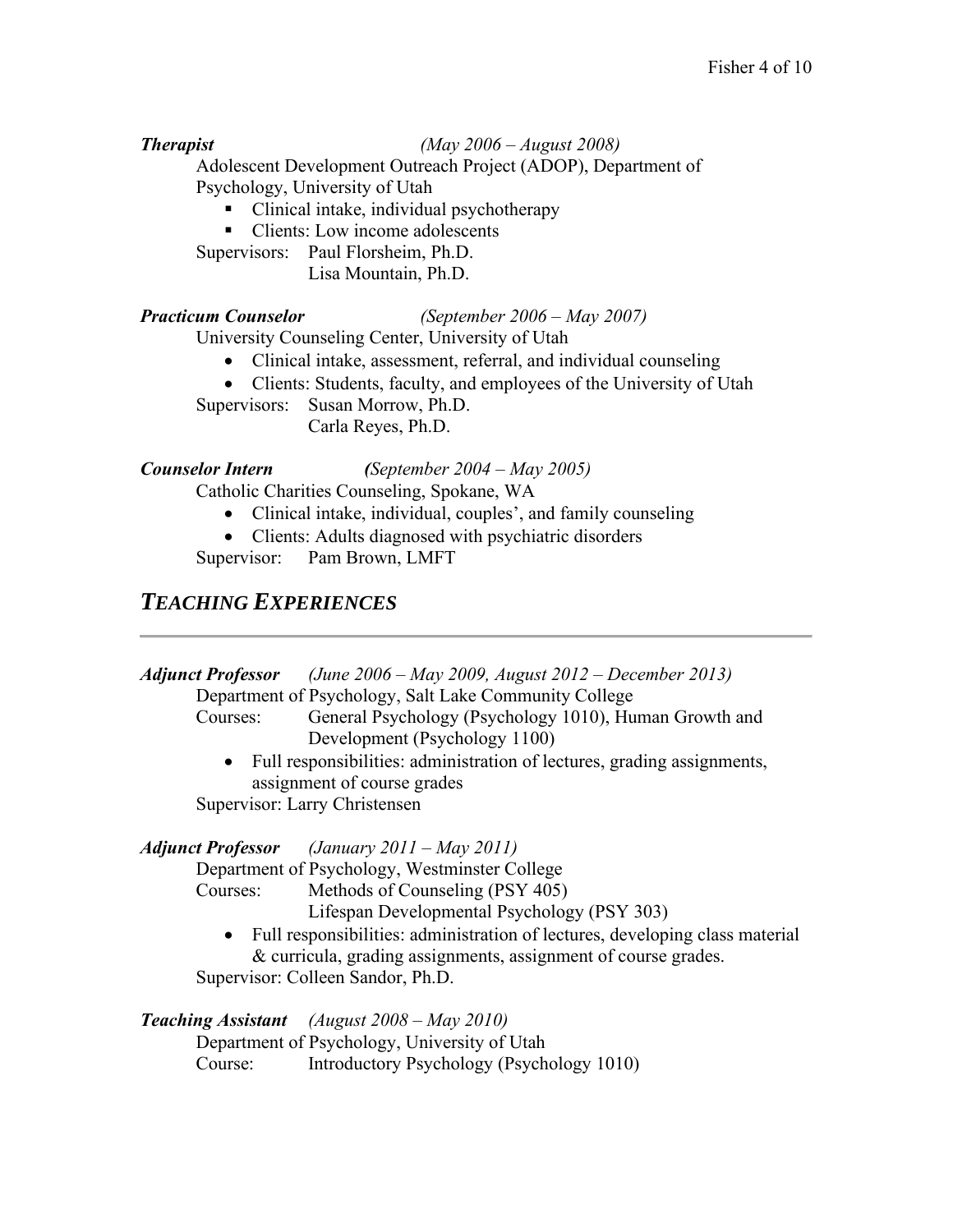***Therapist*** *(May 2006 – August 2008)*

Adolescent Development Outreach Project (ADOP), Department of Psychology, University of Utah

- Clinical intake, individual psychotherapy
- Clients: Low income adolescents

Supervisors: Paul Florsheim, Ph.D.
Lisa Mountain, Ph.D.

***Practicum Counselor*** *(September 2006 – May 2007)*

University Counseling Center, University of Utah

- Clinical intake, assessment, referral, and individual counseling
- Clients: Students, faculty, and employees of the University of Utah

Supervisors: Susan Morrow, Ph.D.
Carla Reyes, Ph.D.

***Counselor Intern*** ***(****September 2004 – May 2005)*

Catholic Charities Counseling, Spokane, WA

- Clinical intake, individual, couples', and family counseling
- Clients: Adults diagnosed with psychiatric disorders

Supervisor: Pam Brown, LMFT

## *TEACHING EXPERIENCES*

---

***Adjunct Professor*** *(June 2006 – May 2009, August 2012 – December 2013)*

Department of Psychology, Salt Lake Community College

Courses: General Psychology (Psychology 1010), Human Growth and Development (Psychology 1100)

- Full responsibilities: administration of lectures, grading assignments, assignment of course grades

Supervisor: Larry Christensen

***Adjunct Professor*** *(January 2011 – May 2011)*

Department of Psychology, Westminster College

Courses: Methods of Counseling (PSY 405)
Lifespan Developmental Psychology (PSY 303)

- Full responsibilities: administration of lectures, developing class material & curricula, grading assignments, assignment of course grades.

Supervisor: Colleen Sandor, Ph.D.

***Teaching Assistant*** *(August 2008 – May 2010)*

Department of Psychology, University of Utah

Course: Introductory Psychology (Psychology 1010)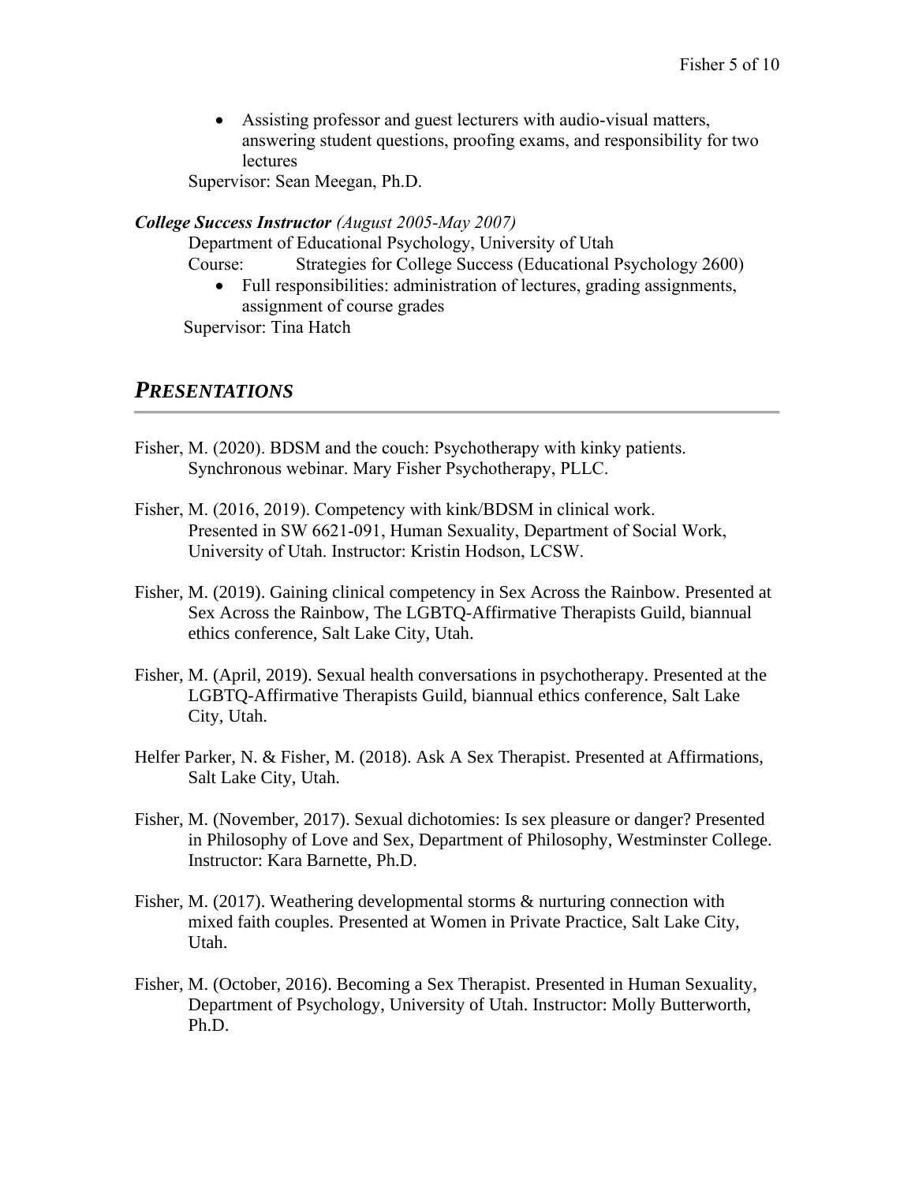- Assisting professor and guest lecturers with audio-visual matters, answering student questions, proofing exams, and responsibility for two lectures

Supervisor: Sean Meegan, Ph.D.

***College Success Instructor*** *(August 2005-May 2007)*

Department of Educational Psychology, University of Utah

Course: Strategies for College Success (Educational Psychology 2600)

- Full responsibilities: administration of lectures, grading assignments, assignment of course grades

Supervisor: Tina Hatch

## *PRESENTATIONS*

Fisher, M. (2020). BDSM and the couch: Psychotherapy with kinky patients. Synchronous webinar. Mary Fisher Psychotherapy, PLLC.

Fisher, M. (2016, 2019). Competency with kink/BDSM in clinical work. Presented in SW 6621-091, Human Sexuality, Department of Social Work, University of Utah. Instructor: Kristin Hodson, LCSW.

Fisher, M. (2019). Gaining clinical competency in Sex Across the Rainbow. Presented at Sex Across the Rainbow, The LGBTQ-Affirmative Therapists Guild, biannual ethics conference, Salt Lake City, Utah.

Fisher, M. (April, 2019). Sexual health conversations in psychotherapy. Presented at the LGBTQ-Affirmative Therapists Guild, biannual ethics conference, Salt Lake City, Utah.

Helfer Parker, N. & Fisher, M. (2018). Ask A Sex Therapist. Presented at Affirmations, Salt Lake City, Utah.

Fisher, M. (November, 2017). Sexual dichotomies: Is sex pleasure or danger? Presented in Philosophy of Love and Sex, Department of Philosophy, Westminster College. Instructor: Kara Barnette, Ph.D.

Fisher, M. (2017). Weathering developmental storms & nurturing connection with mixed faith couples. Presented at Women in Private Practice, Salt Lake City, Utah.

Fisher, M. (October, 2016). Becoming a Sex Therapist. Presented in Human Sexuality, Department of Psychology, University of Utah. Instructor: Molly Butterworth, Ph.D.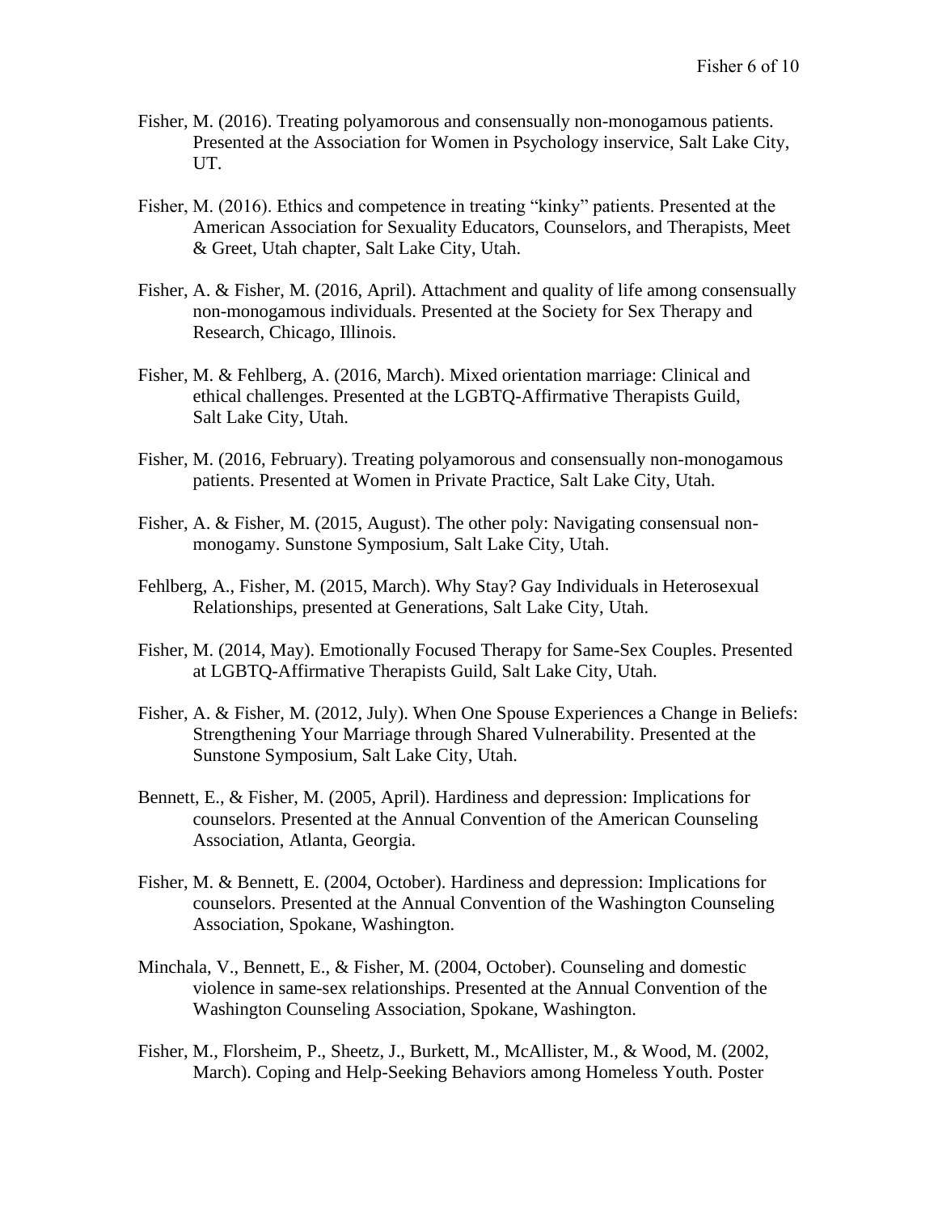Fisher, M. (2016). Treating polyamorous and consensually non-monogamous patients. Presented at the Association for Women in Psychology inservice, Salt Lake City, UT.

Fisher, M. (2016). Ethics and competence in treating “kinky” patients. Presented at the American Association for Sexuality Educators, Counselors, and Therapists, Meet & Greet, Utah chapter, Salt Lake City, Utah.

Fisher, A. & Fisher, M. (2016, April). Attachment and quality of life among consensually non-monogamous individuals. Presented at the Society for Sex Therapy and Research, Chicago, Illinois.

Fisher, M. & Fehlberg, A. (2016, March). Mixed orientation marriage: Clinical and ethical challenges. Presented at the LGBTQ-Affirmative Therapists Guild, Salt Lake City, Utah.

Fisher, M. (2016, February). Treating polyamorous and consensually non-monogamous patients. Presented at Women in Private Practice, Salt Lake City, Utah.

Fisher, A. & Fisher, M. (2015, August). The other poly: Navigating consensual non-monogamy. Sunstone Symposium, Salt Lake City, Utah.

Fehlberg, A., Fisher, M. (2015, March). Why Stay? Gay Individuals in Heterosexual Relationships, presented at Generations, Salt Lake City, Utah.

Fisher, M. (2014, May). Emotionally Focused Therapy for Same-Sex Couples. Presented at LGBTQ-Affirmative Therapists Guild, Salt Lake City, Utah.

Fisher, A. & Fisher, M. (2012, July). When One Spouse Experiences a Change in Beliefs: Strengthening Your Marriage through Shared Vulnerability. Presented at the Sunstone Symposium, Salt Lake City, Utah.

Bennett, E., & Fisher, M. (2005, April). Hardiness and depression: Implications for counselors. Presented at the Annual Convention of the American Counseling Association, Atlanta, Georgia.

Fisher, M. & Bennett, E. (2004, October). Hardiness and depression: Implications for counselors. Presented at the Annual Convention of the Washington Counseling Association, Spokane, Washington.

Minchala, V., Bennett, E., & Fisher, M. (2004, October). Counseling and domestic violence in same-sex relationships. Presented at the Annual Convention of the Washington Counseling Association, Spokane, Washington.

Fisher, M., Florsheim, P., Sheetz, J., Burkett, M., McAllister, M., & Wood, M. (2002, March). Coping and Help-Seeking Behaviors among Homeless Youth. Poster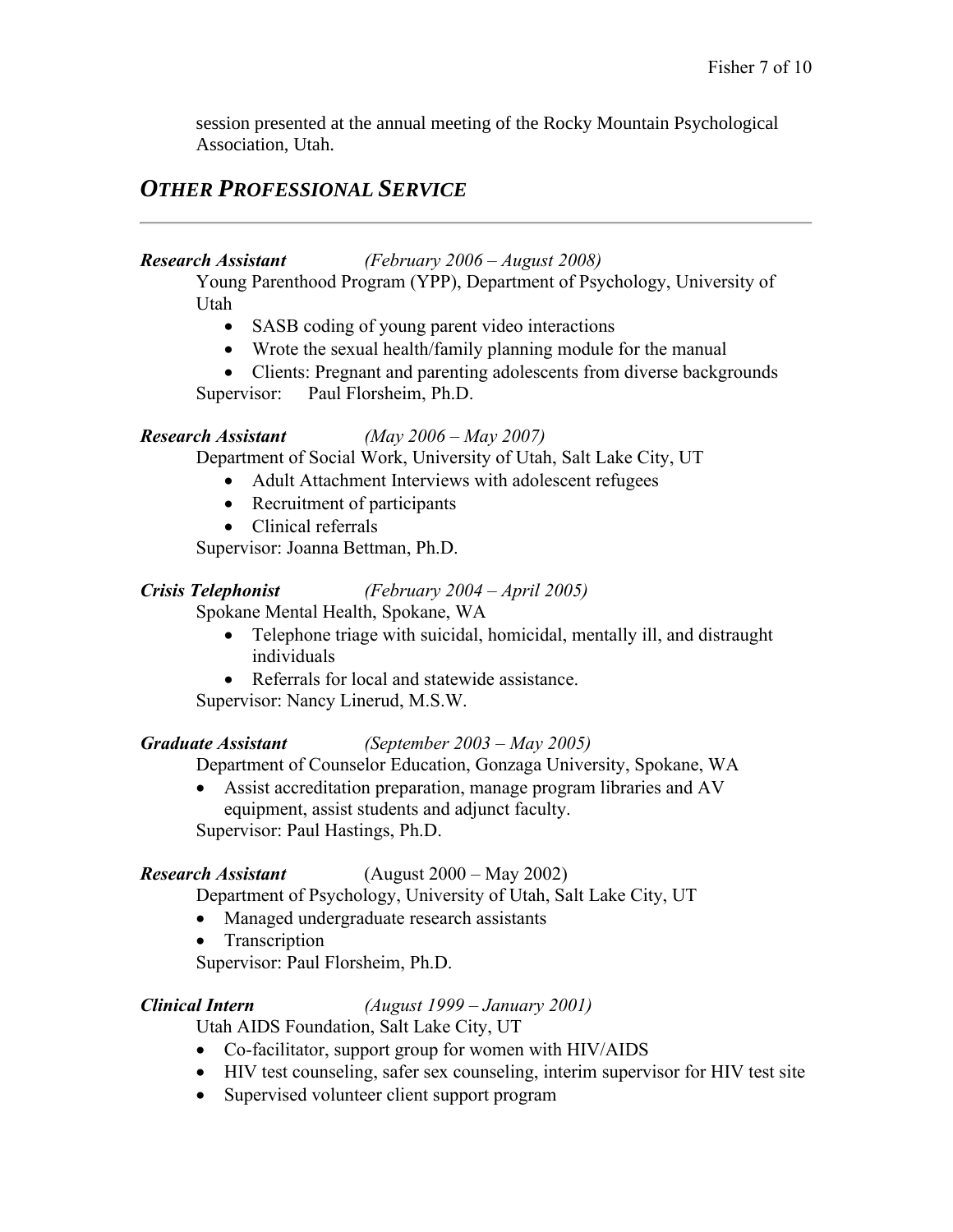session presented at the annual meeting of the Rocky Mountain Psychological Association, Utah.

## *OTHER PROFESSIONAL SERVICE*

***Research Assistant*** *(February 2006 – August 2008)*

Young Parenthood Program (YPP), Department of Psychology, University of Utah

- SASB coding of young parent video interactions
- Wrote the sexual health/family planning module for the manual
- Clients: Pregnant and parenting adolescents from diverse backgrounds

Supervisor: Paul Florsheim, Ph.D.

***Research Assistant*** *(May 2006 – May 2007)*

Department of Social Work, University of Utah, Salt Lake City, UT

- Adult Attachment Interviews with adolescent refugees
- Recruitment of participants
- Clinical referrals

Supervisor: Joanna Bettman, Ph.D.

***Crisis Telephonist*** *(February 2004 – April 2005)*

Spokane Mental Health, Spokane, WA

- Telephone triage with suicidal, homicidal, mentally ill, and distraught individuals
- Referrals for local and statewide assistance.

Supervisor: Nancy Linerud, M.S.W.

***Graduate Assistant*** *(September 2003 – May 2005)*

Department of Counselor Education, Gonzaga University, Spokane, WA

- Assist accreditation preparation, manage program libraries and AV equipment, assist students and adjunct faculty.

Supervisor: Paul Hastings, Ph.D.

***Research Assistant*** (August 2000 – May 2002)

Department of Psychology, University of Utah, Salt Lake City, UT

- Managed undergraduate research assistants
- Transcription

Supervisor: Paul Florsheim, Ph.D.

***Clinical Intern*** *(August 1999 – January 2001)*

Utah AIDS Foundation, Salt Lake City, UT

- Co-facilitator, support group for women with HIV/AIDS
- HIV test counseling, safer sex counseling, interim supervisor for HIV test site
- Supervised volunteer client support program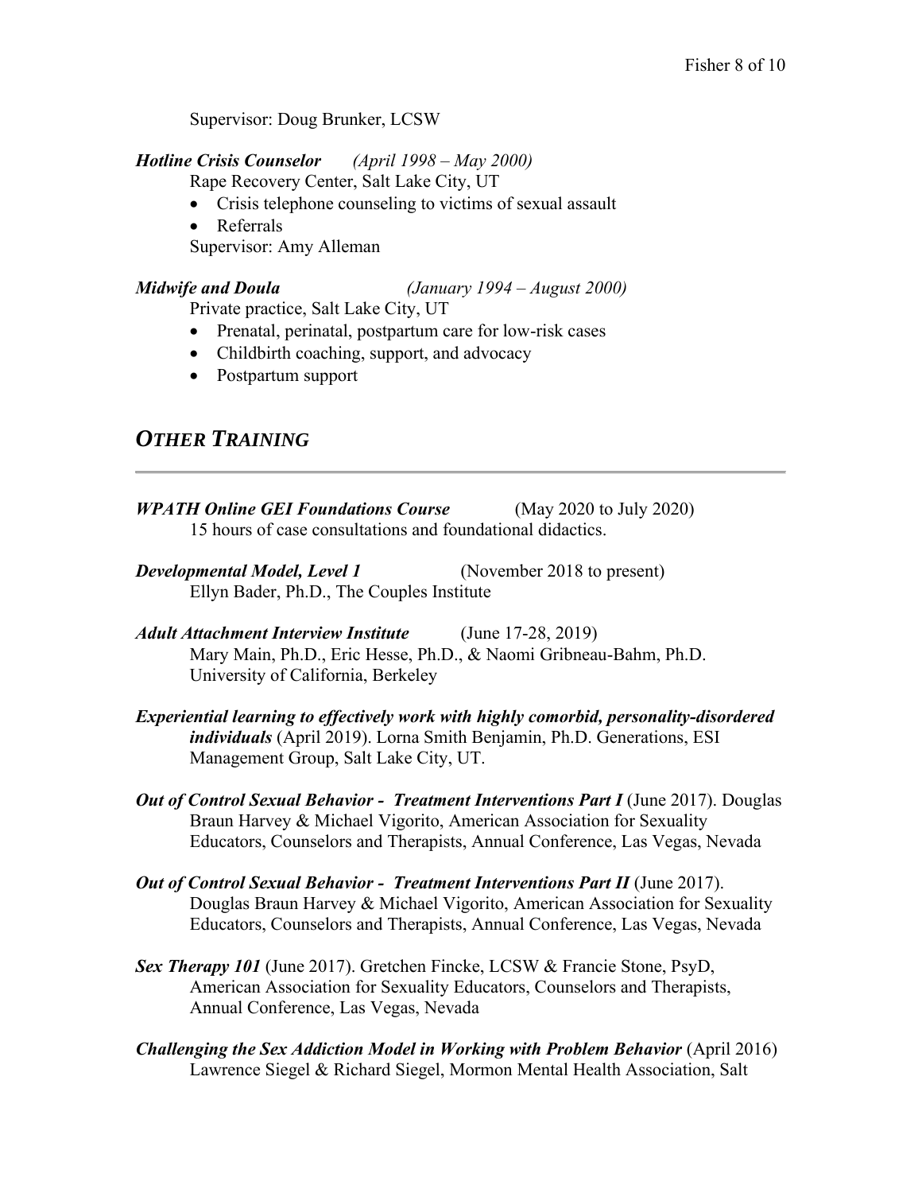Supervisor: Doug Brunker, LCSW

***Hotline Crisis Counselor*** *(April 1998 – May 2000)*
Rape Recovery Center, Salt Lake City, UT

- Crisis telephone counseling to victims of sexual assault
- Referrals

Supervisor: Amy Alleman

***Midwife and Doula*** *(January 1994 – August 2000)*
Private practice, Salt Lake City, UT

- Prenatal, perinatal, postpartum care for low-risk cases
- Childbirth coaching, support, and advocacy
- Postpartum support

## *OTHER TRAINING*

***WPATH Online GEI Foundations Course*** (May 2020 to July 2020)
15 hours of case consultations and foundational didactics.

***Developmental Model, Level 1*** (November 2018 to present)
Ellyn Bader, Ph.D., The Couples Institute

***Adult Attachment Interview Institute*** (June 17-28, 2019)
Mary Main, Ph.D., Eric Hesse, Ph.D., & Naomi Gribneau-Bahm, Ph.D.
University of California, Berkeley

***Experiential learning to effectively work with highly comorbid, personality-disordered individuals*** (April 2019). Lorna Smith Benjamin, Ph.D. Generations, ESI Management Group, Salt Lake City, UT.

***Out of Control Sexual Behavior - Treatment Interventions Part I*** (June 2017). Douglas Braun Harvey & Michael Vigorito, American Association for Sexuality Educators, Counselors and Therapists, Annual Conference, Las Vegas, Nevada

***Out of Control Sexual Behavior - Treatment Interventions Part II*** (June 2017). Douglas Braun Harvey & Michael Vigorito, American Association for Sexuality Educators, Counselors and Therapists, Annual Conference, Las Vegas, Nevada

***Sex Therapy 101*** (June 2017). Gretchen Fincke, LCSW & Francie Stone, PsyD, American Association for Sexuality Educators, Counselors and Therapists, Annual Conference, Las Vegas, Nevada

***Challenging the Sex Addiction Model in Working with Problem Behavior*** (April 2016) Lawrence Siegel & Richard Siegel, Mormon Mental Health Association, Salt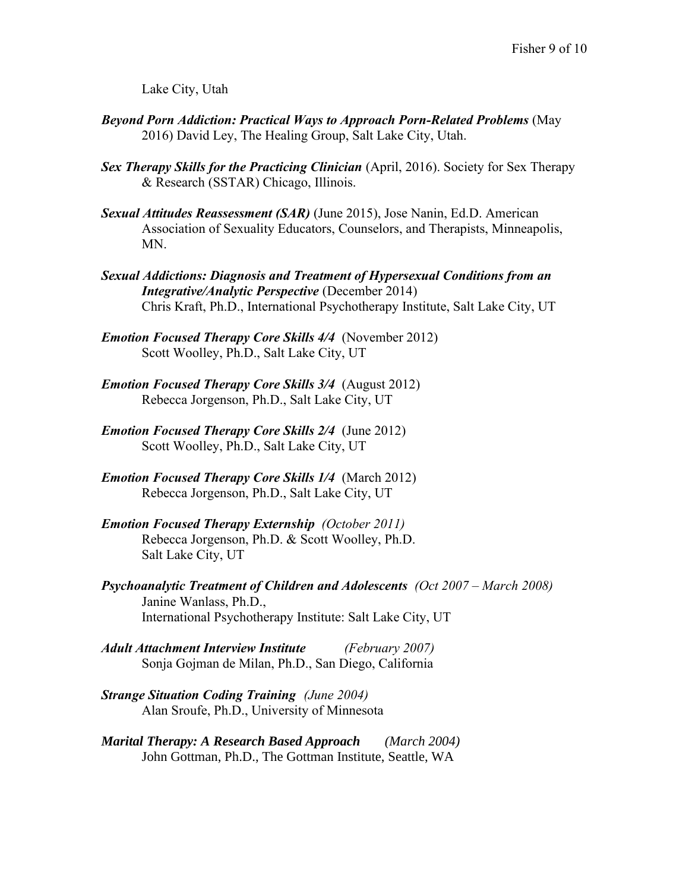Lake City, Utah

***Beyond Porn Addiction: Practical Ways to Approach Porn-Related Problems*** (May 2016) David Ley, The Healing Group, Salt Lake City, Utah.

***Sex Therapy Skills for the Practicing Clinician*** (April, 2016). Society for Sex Therapy & Research (SSTAR) Chicago, Illinois.

***Sexual Attitudes Reassessment (SAR)*** (June 2015), Jose Nanin, Ed.D. American Association of Sexuality Educators, Counselors, and Therapists, Minneapolis, MN.

***Sexual Addictions: Diagnosis and Treatment of Hypersexual Conditions from an Integrative/Analytic Perspective*** (December 2014)
Chris Kraft, Ph.D., International Psychotherapy Institute, Salt Lake City, UT

***Emotion Focused Therapy Core Skills 4/4*** (November 2012)
Scott Woolley, Ph.D., Salt Lake City, UT

***Emotion Focused Therapy Core Skills 3/4*** (August 2012)
Rebecca Jorgenson, Ph.D., Salt Lake City, UT

***Emotion Focused Therapy Core Skills 2/4*** (June 2012)
Scott Woolley, Ph.D., Salt Lake City, UT

***Emotion Focused Therapy Core Skills 1/4*** (March 2012)
Rebecca Jorgenson, Ph.D., Salt Lake City, UT

***Emotion Focused Therapy Externship*** *(October 2011)*
Rebecca Jorgenson, Ph.D. & Scott Woolley, Ph.D.
Salt Lake City, UT

***Psychoanalytic Treatment of Children and Adolescents*** *(Oct 2007 – March 2008)*
Janine Wanlass, Ph.D.,
International Psychotherapy Institute: Salt Lake City, UT

***Adult Attachment Interview Institute*** *(February 2007)*
Sonja Gojman de Milan, Ph.D., San Diego, California

***Strange Situation Coding Training*** *(June 2004)*
Alan Sroufe, Ph.D., University of Minnesota

***Marital Therapy: A Research Based Approach*** *(March 2004)*
John Gottman, Ph.D., The Gottman Institute, Seattle, WA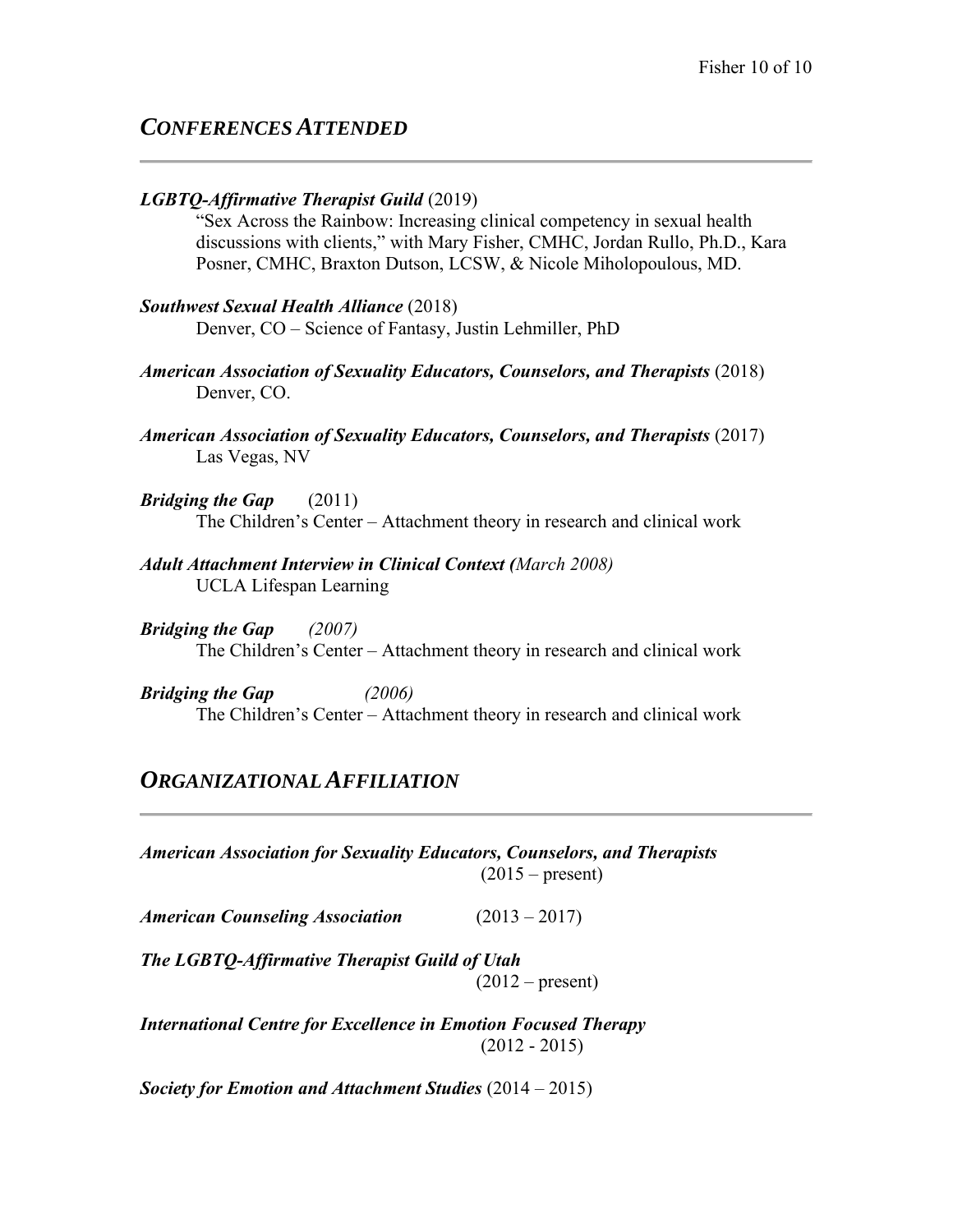## *CONFERENCES ATTENDED*

***LGBTQ-Affirmative Therapist Guild*** (2019)
"Sex Across the Rainbow: Increasing clinical competency in sexual health discussions with clients," with Mary Fisher, CMHC, Jordan Rullo, Ph.D., Kara Posner, CMHC, Braxton Dutson, LCSW, & Nicole Miholopoulous, MD.

***Southwest Sexual Health Alliance*** (2018)
Denver, CO – Science of Fantasy, Justin Lehmiller, PhD

***American Association of Sexuality Educators, Counselors, and Therapists*** (2018)
Denver, CO.

***American Association of Sexuality Educators, Counselors, and Therapists*** (2017)
Las Vegas, NV

***Bridging the Gap*** (2011)
The Children's Center – Attachment theory in research and clinical work

***Adult Attachment Interview in Clinical Context (****March 2008)*
UCLA Lifespan Learning

***Bridging the Gap*** *(2007)*
The Children's Center – Attachment theory in research and clinical work

***Bridging the Gap*** *(2006)*
The Children's Center – Attachment theory in research and clinical work

## *ORGANIZATIONAL AFFILIATION*

***American Association for Sexuality Educators, Counselors, and Therapists*** (2015 – present)

***American Counseling Association*** (2013 – 2017)

***The LGBTQ-Affirmative Therapist Guild of Utah*** (2012 – present)

***International Centre for Excellence in Emotion Focused Therapy*** (2012 - 2015)

***Society for Emotion and Attachment Studies*** (2014 – 2015)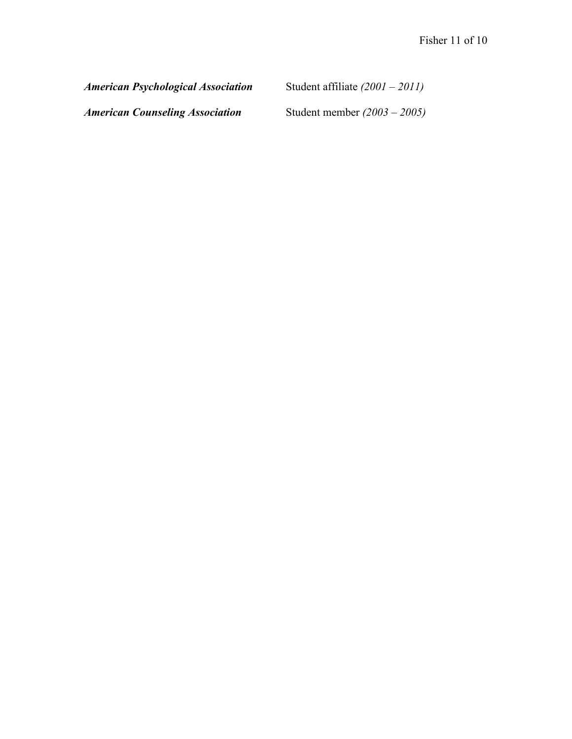***American Psychological Association*** Student affiliate *(2001 – 2011)*

***American Counseling Association*** Student member *(2003 – 2005)*